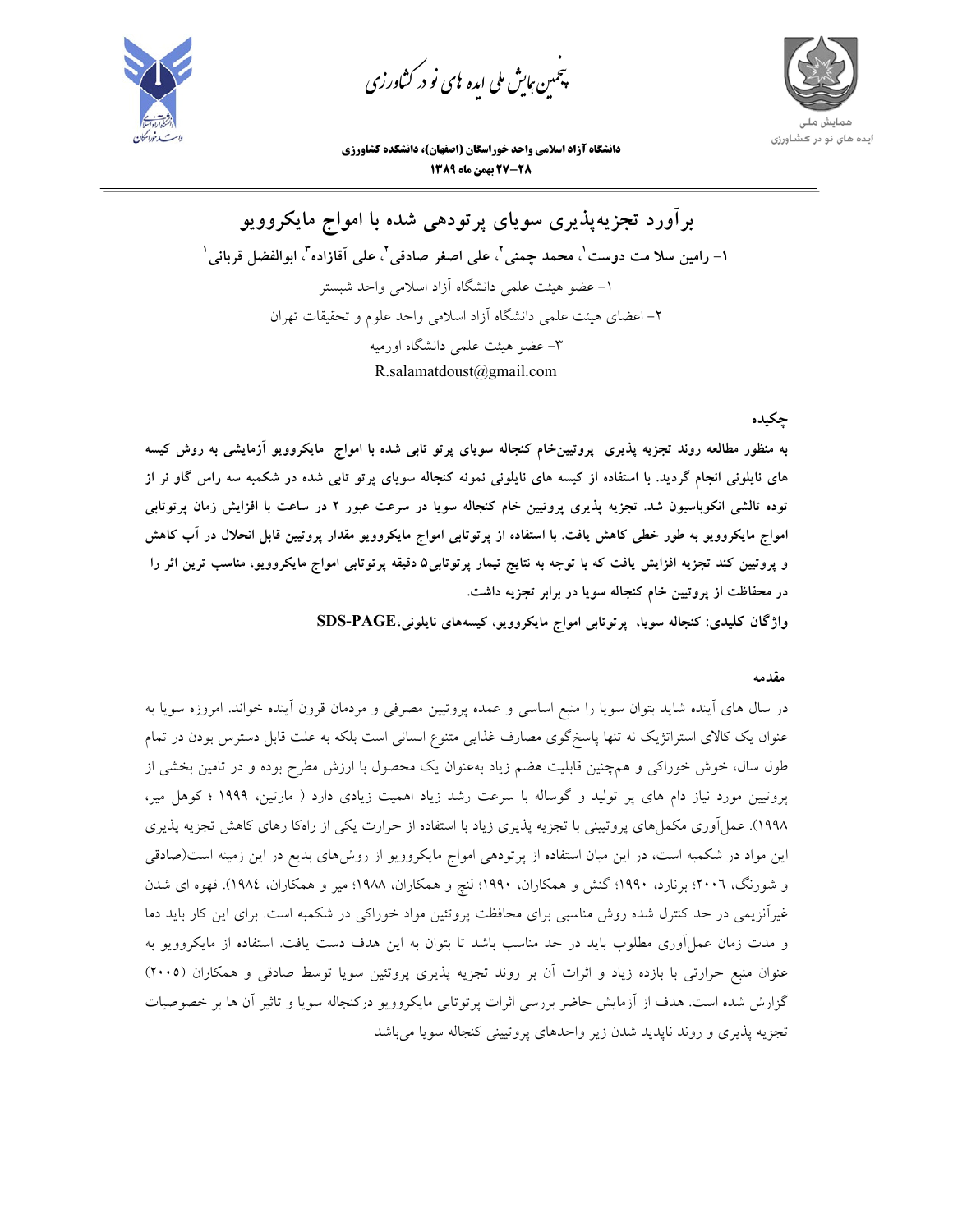# برآورد تجزیه‌پذیری سویای پرتودهی شده با امواج مایکروویو

۱- رامین سلا مت دوست[۱]، محمد چمنی[۲]، علی اصغر صادقی[۲]، علی آقازاده[۳]، ابوالفضل قربانی[۱]

۱- عضو هیئت علمی دانشگاه آزاد اسلامی واحد شبستر

۲- اعضای هیئت علمی دانشگاه آزاد اسلامی واحد علوم و تحقیقات تهران

۳- عضو هیئت علمی دانشگاه اورمیه

R.salamatdoust@gmail.com

## چکیده

**به منظور مطالعه روند تجزیه پذیری پروتیین‌خام کنجاله سویای پرتو تابی شده با امواج مایکروویو آزمایشی به روش کیسه های نایلونی انجام گردید. با استفاده از کیسه های نایلونی نمونه کنجاله سویای پرتو تابی شده در شکمبه سه راس گاو نر از توده تالشی انکوباسیون شد. تجزیه پذیری پروتیین خام کنجاله سویا در سرعت عبور ۲ در ساعت با افزایش زمان پرتوتابی امواج مایکروویو به طور خطی کاهش یافت. با استفاده از پرتوتابی امواج مایکروویو مقدار پروتیین قابل انحلال در آب کاهش و پروتیین کند تجزیه افزایش یافت که با توجه به نتایج تیمار پرتوتابی۵ دقیقه پرتوتابی امواج مایکروویو، مناسب ترین اثر را در محافظت از پروتیین خام کنجاله سویا در برابر تجزیه داشت.**

**واژگان کلیدی: کنجاله سویا، پرتوتابی امواج مایکروویو، کیسه‌های نایلونی،SDS-PAGE**

## مقدمه

در سال های آینده شاید بتوان سویا را منبع اساسی و عمده پروتیین مصرفی و مردمان قرون آینده خواند. امروزه سویا به عنوان یک کالای استراتژیک نه تنها پاسخ‌گوی مصارف غذایی متنوع انسانی است بلکه به علت قابل دسترس بودن در تمام طول سال، خوش خوراکی و هم‌چنین قابلیت هضم زیاد به‌عنوان یک محصول با ارزش مطرح بوده و در تامین بخشی از پروتیین مورد نیاز دام های پر تولید و گوساله با سرعت رشد زیاد اهمیت زیادی دارد ( مارتین، ۱۹۹۹ ؛ کوهل میر، ۱۹۹۸). عمل‌آوری مکمل‌های پروتیینی با تجزیه پذیری زیاد با استفاده از حرارت یکی از راه‌کا رهای کاهش تجزیه پذیری این مواد در شکمبه است، در این میان استفاده از پرتودهی امواج مایکروویو از روش‌های بدیع در این زمینه است(صادقی و شورنگ، ۲۰۰۶؛ برنارد، ۱۹۹۰؛ گنش و همکاران، ۱۹۹۰؛ لنج و همکاران، ۱۹۸۸؛ میر و همکاران، ۱۹۸٤). قهوه ای شدن غیرآنزیمی در حد کنترل شده روش مناسبی برای محافظت پروتئین مواد خوراکی در شکمبه است. برای این کار باید دما و مدت زمان عمل‌آوری مطلوب باید در حد مناسب باشد تا بتوان به این هدف دست یافت. استفاده از مایکروویو به عنوان منبع حرارتی با بازده زیاد و اثرات آن بر روند تجزیه پذیری پروتئین سویا توسط صادقی و همکاران (۲۰۰۵) گزارش شده است. هدف از آزمایش حاضر بررسی اثرات پرتوتابی مایکروویو درکنجاله سویا و تاثیر آن ها بر خصوصیات تجزیه پذیری و روند ناپدید شدن زیر واحدهای پروتیینی کنجاله سویا می‌باشد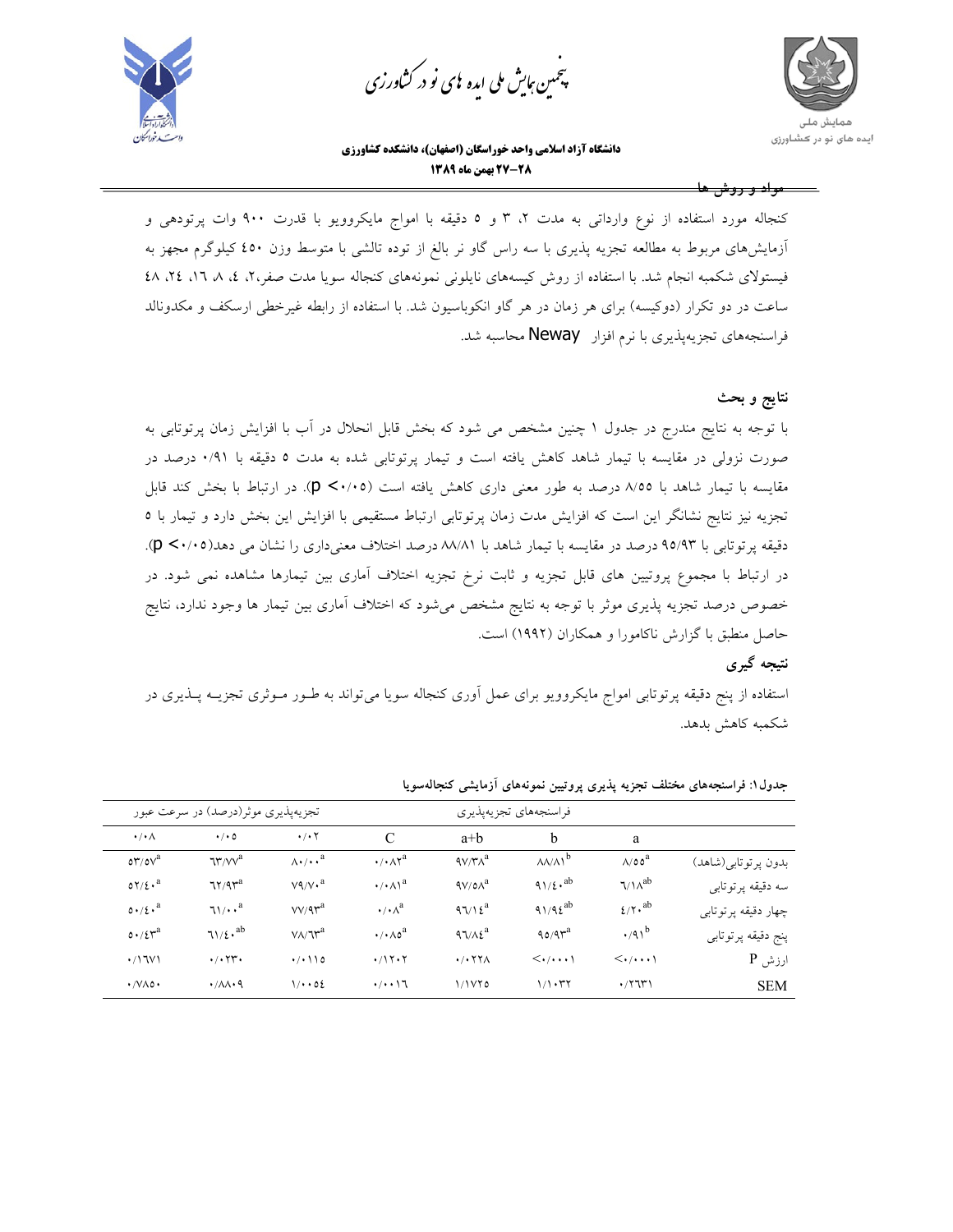## مواد و روش ها

کنجاله مورد استفاده از نوع وارداتی به مدت ۲، ۳ و ۵ دقیقه با امواج مایکروویو با قدرت ۹۰۰ وات پرتودهی و آزمایش‌های مربوط به مطالعه تجزیه پذیری با سه راس گاو نر بالغ از توده تالشی با متوسط وزن ۴۵۰ کیلوگرم مجهز به فیستولای شکمبه انجام شد. با استفاده از روش کیسه‌های نایلونی نمونه‌های کنجاله سویا مدت صفر،۲، ۴، ۸، ۱۶، ۲۴، ۴۸ ساعت در دو تکرار (دوکیسه) برای هر زمان در هر گاو انکوباسیون شد. با استفاده از رابطه غیرخطی ارسکف و مکدونالد فراسنجه‌های تجزیه‌پذیری با نرم افزار Neway محاسبه شد.

## نتایج و بحث

با توجه به نتایج مندرج در جدول ۱ چنین مشخص می شود که بخش قابل انحلال در آب با افزایش زمان پرتوتابی به صورت نزولی در مقایسه با تیمار شاهد کاهش یافته است و تیمار پرتوتابی شده به مدت ۵ دقیقه با ۰/۹۱ درصد در مقایسه با تیمار شاهد با ۸/۵۵ درصد به طور معنی داری کاهش یافته است ($p < ۰/۰۵$). در ارتباط با بخش کند قابل تجزیه نیز نتایج نشانگر این است که افزایش مدت زمان پرتوتابی ارتباط مستقیمی با افزایش این بخش دارد و تیمار با ۵ دقیقه پرتوتابی با ۹۵/۹۳ درصد در مقایسه با تیمار شاهد با ۸۸/۸۱ درصد اختلاف معنی‌داری را نشان می دهد($p < ۰/۰۵$). در ارتباط با مجموع پروتیین های قابل تجزیه و ثابت نرخ تجزیه اختلاف آماری بین تیمارها مشاهده نمی شود. در خصوص درصد تجزیه پذیری موثر با توجه به نتایج مشخص می‌شود که اختلاف آماری بین تیمار ها وجود ندارد، نتایج حاصل منطبق با گزارش ناکامورا و همکاران (۱۹۹۲) است.

## نتیجه گیری

استفاده از پنج دقیقه پرتوتابی امواج مایکروویو برای عمل آوری کنجاله سویا می‌تواند به طـور مـوثری تجزیـه پـذیری در شکمبه کاهش بدهد.

**جدول۱: فراسنجه‌های مختلف تجزیه پذیری پروتیین نمونه‌های آزمایشی کنجاله‌سویا**

| | فراسنجه‌های تجزیه‌پذیری | | | | تجزیه‌پذیری موثر(درصد) در سرعت عبور | | |
|---|---|---|---|---|---|---|---|
| | a | b | a+b | C | ۰/۰۲ | ۰/۰۵ | ۰/۰۸ |
| بدون پرتوتابی(شاهد) | ۸/۵۵[a] | ۸۸/۸۱[b] | ۹۷/۳۸[a] | ۰/۰۸۲[a] | ۸۰/۰۰[a] | ۶۳/۷۷[a] | ۵۳/۵۷[a] |
| سه دقیقه پرتوتابی | ۶/۱۸[ab] | ۹۱/۴۰[ab] | ۹۷/۵۸[a] | ۰/۰۸۱[a] | ۷۹/۷۰[a] | ۶۲/۹۳[a] | ۵۲/۴۰[a] |
| چهار دقیقه پرتوتابی | ۴/۲۰[ab] | ۹۱/۹۴[ab] | ۹۶/۱۴[a] | ۰/۰۸[a] | ۷۷/۹۳[a] | ۶۱/۰۰[a] | ۵۰/۴۰[a] |
| پنج دقیقه پرتوتابی | ۰/۹۱[b] | ۹۵/۹۳[a] | ۹۶/۸۴[a] | ۰/۰۸۵[a] | ۷۸/۶۳[a] | ۶۱/۴۰[ab] | ۵۰/۴۳[a] |
| ارزش P | <۰/۰۰۰۱ | <۰/۰۰۰۱ | ۰/۰۲۲۸ | ۰/۱۲۰۲ | ۰/۰۱۱۵ | ۰/۰۲۳۰ | ۰/۱۶۷۱ |
| SEM | ۰/۲۶۳۱ | ۱/۱۰۳۲ | ۱/۱۷۲۵ | ۰/۰۰۱۶ | ۱/۰۰۵۴ | ۰/۸۸۰۹ | ۰/۷۸۵۰ |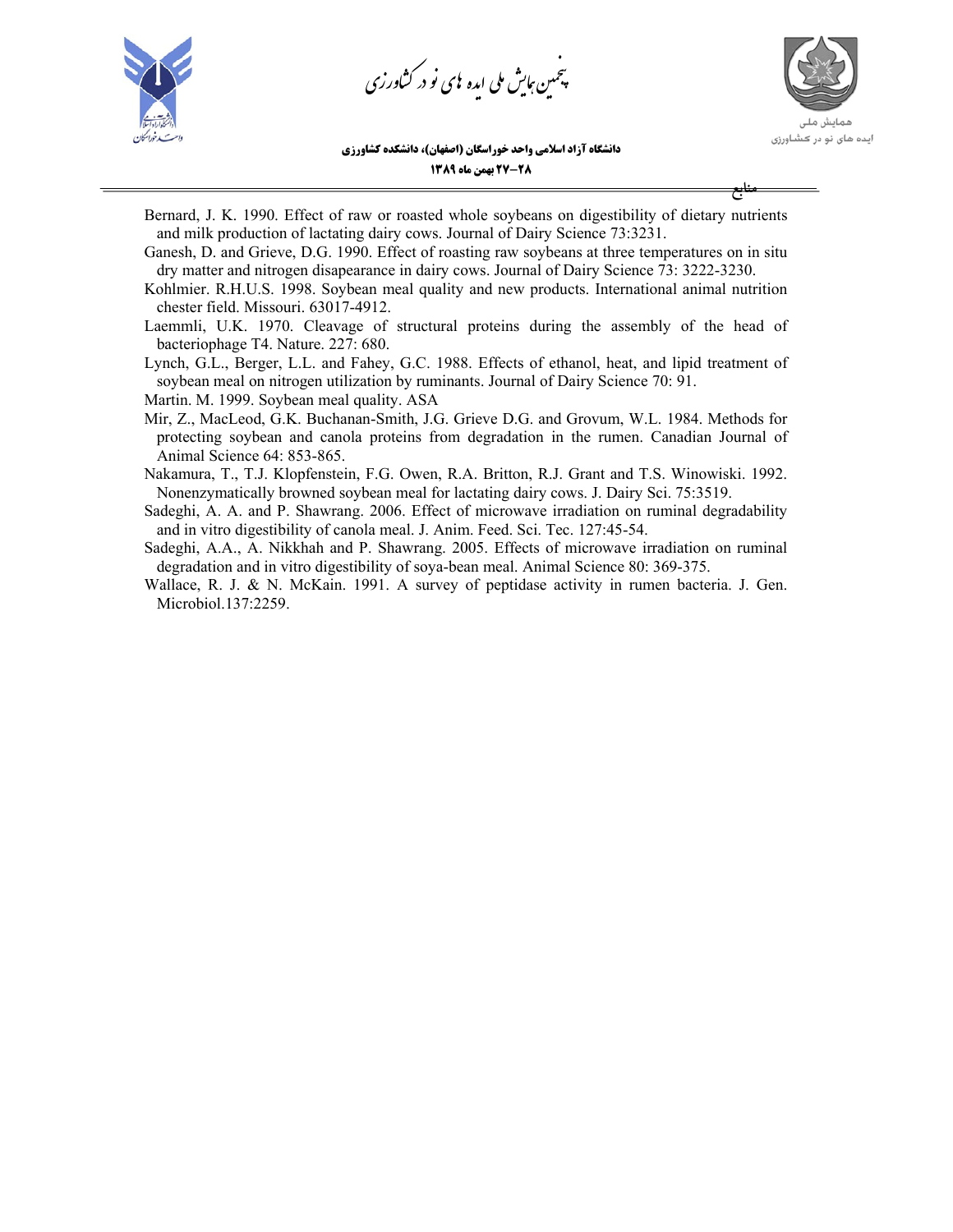## منابع

Bernard, J. K. 1990. Effect of raw or roasted whole soybeans on digestibility of dietary nutrients and milk production of lactating dairy cows. Journal of Dairy Science 73:3231.

Ganesh, D. and Grieve, D.G. 1990. Effect of roasting raw soybeans at three temperatures on in situ dry matter and nitrogen disapearance in dairy cows. Journal of Dairy Science 73: 3222-3230.

Kohlmier. R.H.U.S. 1998. Soybean meal quality and new products. International animal nutrition chester field. Missouri. 63017-4912.

Laemmli, U.K. 1970. Cleavage of structural proteins during the assembly of the head of bacteriophage T4. Nature. 227: 680.

Lynch, G.L., Berger, L.L. and Fahey, G.C. 1988. Effects of ethanol, heat, and lipid treatment of soybean meal on nitrogen utilization by ruminants. Journal of Dairy Science 70: 91.

Martin. M. 1999. Soybean meal quality. ASA

Mir, Z., MacLeod, G.K. Buchanan-Smith, J.G. Grieve D.G. and Grovum, W.L. 1984. Methods for protecting soybean and canola proteins from degradation in the rumen. Canadian Journal of Animal Science 64: 853-865.

Nakamura, T., T.J. Klopfenstein, F.G. Owen, R.A. Britton, R.J. Grant and T.S. Winowiski. 1992. Nonenzymatically browned soybean meal for lactating dairy cows. J. Dairy Sci. 75:3519.

Sadeghi, A. A. and P. Shawrang. 2006. Effect of microwave irradiation on ruminal degradability and in vitro digestibility of canola meal. J. Anim. Feed. Sci. Tec. 127:45-54.

Sadeghi, A.A., A. Nikkhah and P. Shawrang. 2005. Effects of microwave irradiation on ruminal degradation and in vitro digestibility of soya-bean meal. Animal Science 80: 369-375.

Wallace, R. J. & N. McKain. 1991. A survey of peptidase activity in rumen bacteria. J. Gen. Microbiol.137:2259.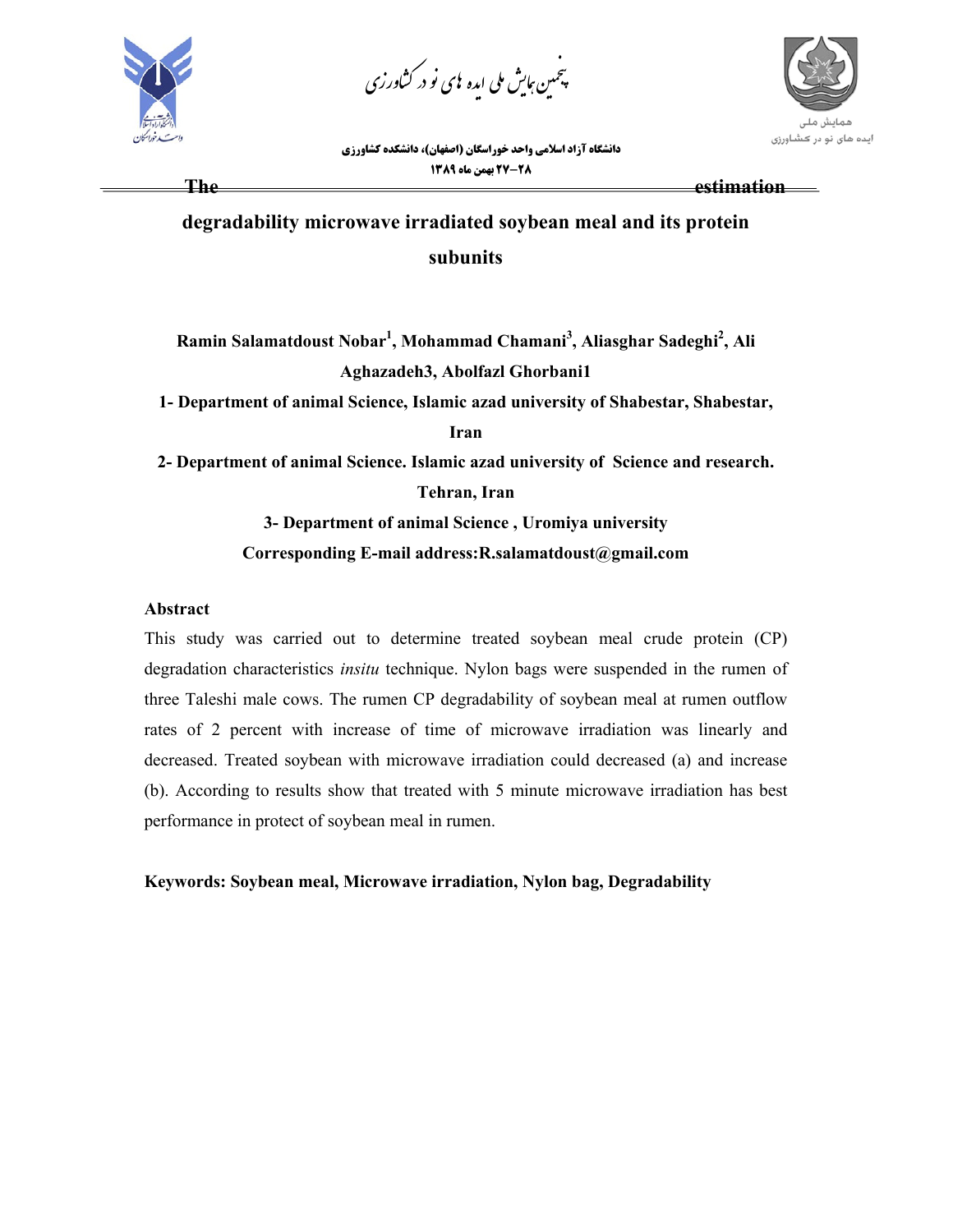# The estimation degradability microwave irradiated soybean meal and its protein subunits

**Ramin Salamatdoust Nobar[1], Mohammad Chamani[3], Aliasghar Sadeghi[2], Ali Aghazadeh3, Abolfazl Ghorbani1**

**1- Department of animal Science, Islamic azad university of Shabestar, Shabestar, Iran**

**2- Department of animal Science. Islamic azad university of Science and research. Tehran, Iran**

**3- Department of animal Science , Uromiya university**

**Corresponding E-mail address:R.salamatdoust@gmail.com**

**Abstract**

This study was carried out to determine treated soybean meal crude protein (CP) degradation characteristics *insitu* technique. Nylon bags were suspended in the rumen of three Taleshi male cows. The rumen CP degradability of soybean meal at rumen outflow rates of 2 percent with increase of time of microwave irradiation was linearly and decreased. Treated soybean with microwave irradiation could decreased (a) and increase (b). According to results show that treated with 5 minute microwave irradiation has best performance in protect of soybean meal in rumen.

**Keywords: Soybean meal, Microwave irradiation, Nylon bag, Degradability**